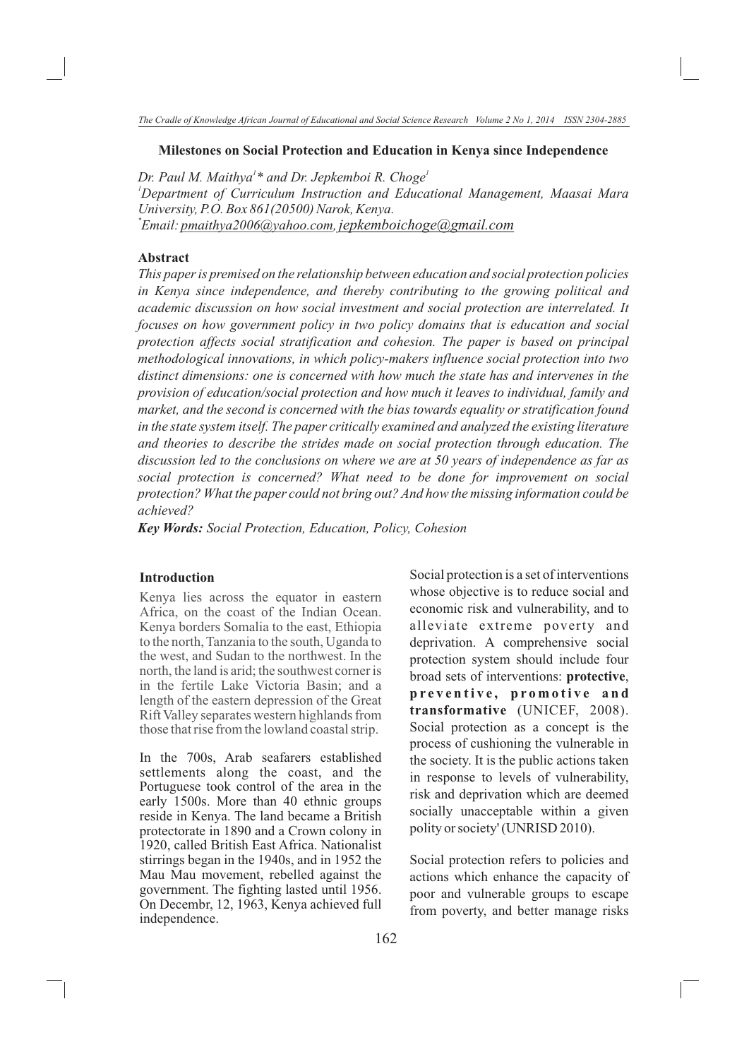# Milestones on Social Protection and Education in Kenya since Independence

*Dr. Paul M. Maithya[1]\* and Dr. Jepkemboi R. Choge[1]*

*[1]Department of Curriculum Instruction and Educational Management, Maasai Mara University, P.O. Box 861(20500) Narok, Kenya.*

*\*Email: pmaithya2006@yahoo.com, jepkemboichoge@gmail.com*

## Abstract

*This paper is premised on the relationship between education and social protection policies in Kenya since independence, and thereby contributing to the growing political and academic discussion on how social investment and social protection are interrelated. It focuses on how government policy in two policy domains that is education and social protection affects social stratification and cohesion. The paper is based on principal methodological innovations, in which policy-makers influence social protection into two distinct dimensions: one is concerned with how much the state has and intervenes in the provision of education/social protection and how much it leaves to individual, family and market, and the second is concerned with the bias towards equality or stratification found in the state system itself. The paper critically examined and analyzed the existing literature and theories to describe the strides made on social protection through education. The discussion led to the conclusions on where we are at 50 years of independence as far as social protection is concerned? What need to be done for improvement on social protection? What the paper could not bring out? And how the missing information could be achieved?*

***Key Words:** Social Protection, Education, Policy, Cohesion*

## Introduction

Kenya lies across the equator in eastern Africa, on the coast of the Indian Ocean. Kenya borders Somalia to the east, Ethiopia to the north, Tanzania to the south, Uganda to the west, and Sudan to the northwest. In the north, the land is arid; the southwest corner is in the fertile Lake Victoria Basin; and a length of the eastern depression of the Great Rift Valley separates western highlands from those that rise from the lowland coastal strip.

In the 700s, Arab seafarers established settlements along the coast, and the Portuguese took control of the area in the early 1500s. More than 40 ethnic groups reside in Kenya. The land became a British protectorate in 1890 and a Crown colony in 1920, called British East Africa. Nationalist stirrings began in the 1940s, and in 1952 the Mau Mau movement, rebelled against the government. The fighting lasted until 1956. On Decembr, 12, 1963, Kenya achieved full independence.

Social protection is a set of interventions whose objective is to reduce social and economic risk and vulnerability, and to alleviate extreme poverty and deprivation. A comprehensive social protection system should include four broad sets of interventions: **protective**, **preventive, promotive and transformative** (UNICEF, 2008). Social protection as a concept is the process of cushioning the vulnerable in the society. It is the public actions taken in response to levels of vulnerability, risk and deprivation which are deemed socially unacceptable within a given polity or society' (UNRISD 2010).

Social protection refers to policies and actions which enhance the capacity of poor and vulnerable groups to escape from poverty, and better manage risks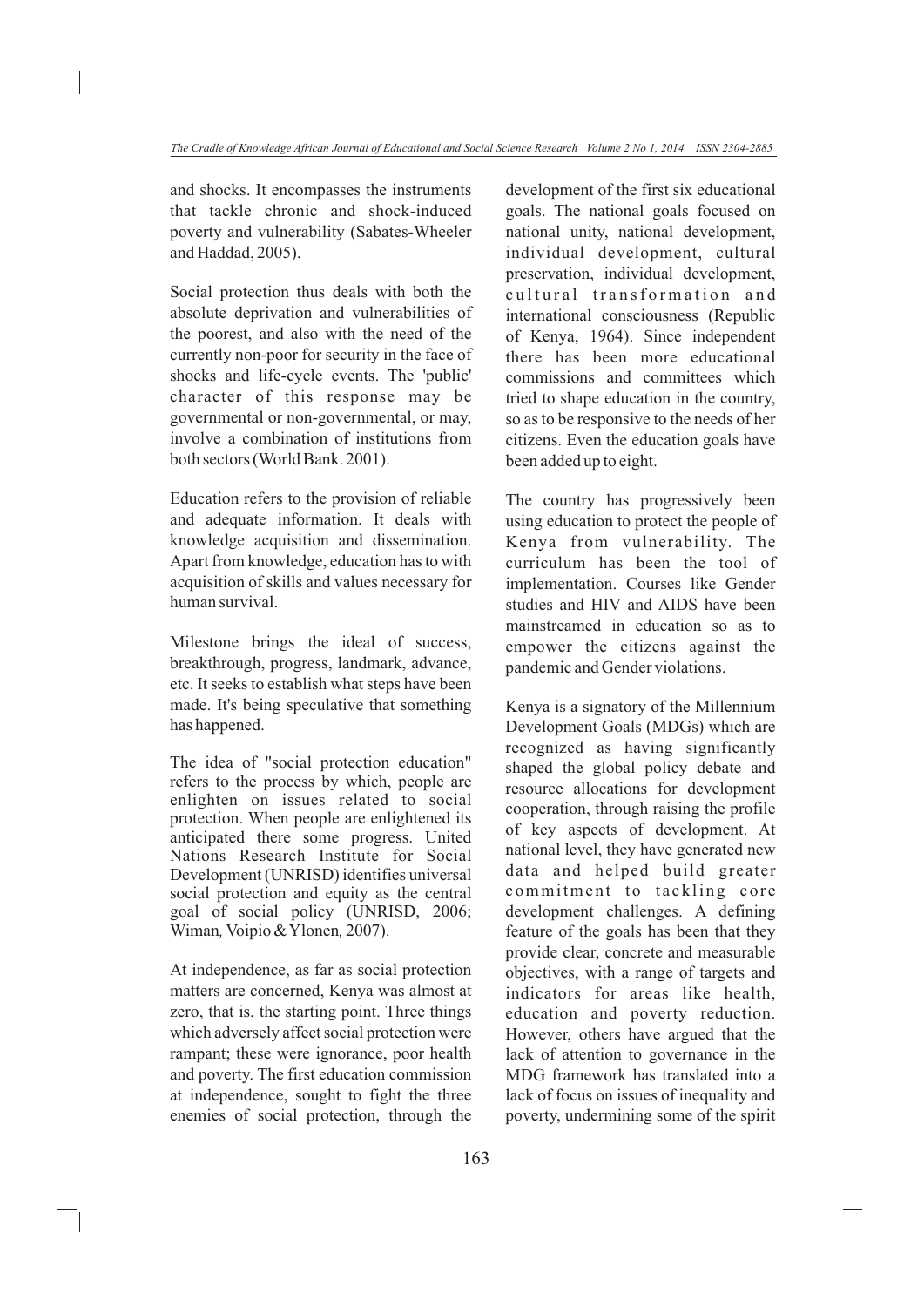and shocks. It encompasses the instruments that tackle chronic and shock-induced poverty and vulnerability (Sabates-Wheeler and Haddad, 2005).

Social protection thus deals with both the absolute deprivation and vulnerabilities of the poorest, and also with the need of the currently non-poor for security in the face of shocks and life-cycle events. The 'public' character of this response may be governmental or non-governmental, or may, involve a combination of institutions from both sectors (World Bank. 2001).

Education refers to the provision of reliable and adequate information. It deals with knowledge acquisition and dissemination. Apart from knowledge, education has to with acquisition of skills and values necessary for human survival.

Milestone brings the ideal of success, breakthrough, progress, landmark, advance, etc. It seeks to establish what steps have been made. It's being speculative that something has happened.

The idea of "social protection education" refers to the process by which, people are enlighten on issues related to social protection. When people are enlightened its anticipated there some progress. United Nations Research Institute for Social Development (UNRISD) identifies universal social protection and equity as the central goal of social policy (UNRISD, 2006; Wiman*,* Voipio & Ylonen*,* 2007).

At independence, as far as social protection matters are concerned, Kenya was almost at zero, that is, the starting point. Three things which adversely affect social protection were rampant; these were ignorance, poor health and poverty. The first education commission at independence, sought to fight the three enemies of social protection, through the development of the first six educational goals. The national goals focused on national unity, national development, individual development, cultural preservation, individual development, cultural transformation and international consciousness (Republic of Kenya, 1964). Since independent there has been more educational commissions and committees which tried to shape education in the country, so as to be responsive to the needs of her citizens. Even the education goals have been added up to eight.

The country has progressively been using education to protect the people of Kenya from vulnerability. The curriculum has been the tool of implementation. Courses like Gender studies and HIV and AIDS have been mainstreamed in education so as to empower the citizens against the pandemic and Gender violations.

Kenya is a signatory of the Millennium Development Goals (MDGs) which are recognized as having significantly shaped the global policy debate and resource allocations for development cooperation, through raising the profile of key aspects of development. At national level, they have generated new data and helped build greater commitment to tackling core development challenges. A defining feature of the goals has been that they provide clear, concrete and measurable objectives, with a range of targets and indicators for areas like health, education and poverty reduction. However, others have argued that the lack of attention to governance in the MDG framework has translated into a lack of focus on issues of inequality and poverty, undermining some of the spirit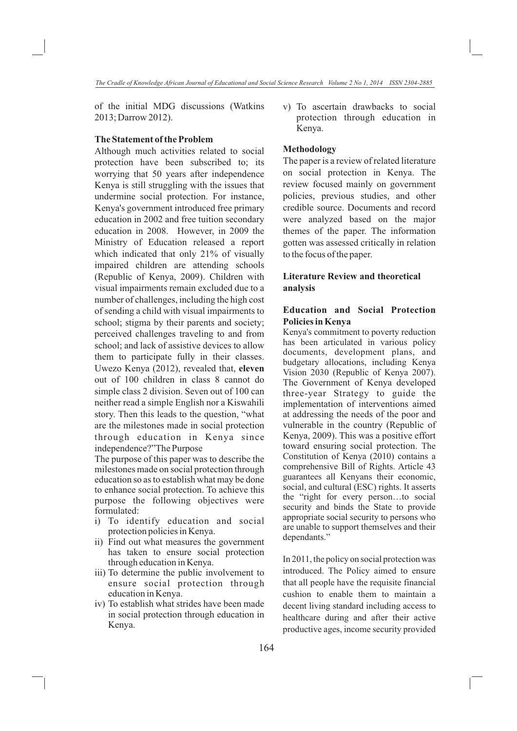of the initial MDG discussions (Watkins 2013; Darrow 2012).

### The Statement of the Problem

Although much activities related to social protection have been subscribed to; its worrying that 50 years after independence Kenya is still struggling with the issues that undermine social protection. For instance, Kenya's government introduced free primary education in 2002 and free tuition secondary education in 2008. However, in 2009 the Ministry of Education released a report which indicated that only 21% of visually impaired children are attending schools (Republic of Kenya, 2009). Children with visual impairments remain excluded due to a number of challenges, including the high cost of sending a child with visual impairments to school; stigma by their parents and society; perceived challenges traveling to and from school; and lack of assistive devices to allow them to participate fully in their classes. Uwezo Kenya (2012), revealed that, **eleven** out of 100 children in class 8 cannot do simple class 2 division. Seven out of 100 can neither read a simple English nor a Kiswahili story. Then this leads to the question, "what are the milestones made in social protection through education in Kenya since independence?"The Purpose

The purpose of this paper was to describe the milestones made on social protection through education so as to establish what may be done to enhance social protection. To achieve this purpose the following objectives were formulated:

i) To identify education and social protection policies in Kenya.
ii) Find out what measures the government has taken to ensure social protection through education in Kenya.
iii) To determine the public involvement to ensure social protection through education in Kenya.
iv) To establish what strides have been made in social protection through education in Kenya.
v) To ascertain drawbacks to social protection through education in Kenya.

### Methodology

The paper is a review of related literature on social protection in Kenya. The review focused mainly on government policies, previous studies, and other credible source. Documents and record were analyzed based on the major themes of the paper. The information gotten was assessed critically in relation to the focus of the paper.

### Literature Review and theoretical analysis

#### Education and Social Protection Policies in Kenya

Kenya's commitment to poverty reduction has been articulated in various policy documents, development plans, and budgetary allocations, including Kenya Vision 2030 (Republic of Kenya 2007). The Government of Kenya developed three-year Strategy to guide the implementation of interventions aimed at addressing the needs of the poor and vulnerable in the country (Republic of Kenya, 2009). This was a positive effort toward ensuring social protection. The Constitution of Kenya (2010) contains a comprehensive Bill of Rights. Article 43 guarantees all Kenyans their economic, social, and cultural (ESC) rights. It asserts the "right for every person…to social security and binds the State to provide appropriate social security to persons who are unable to support themselves and their dependants."

In 2011, the policy on social protection was introduced. The Policy aimed to ensure that all people have the requisite financial cushion to enable them to maintain a decent living standard including access to healthcare during and after their active productive ages, income security provided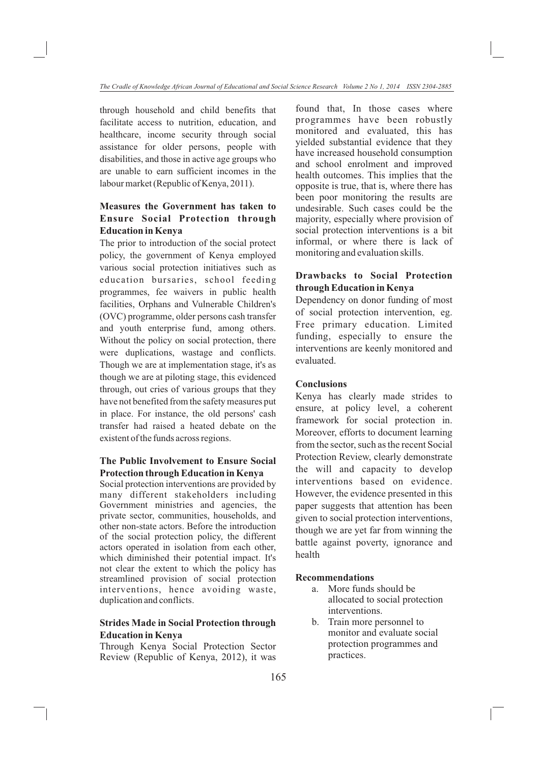through household and child benefits that facilitate access to nutrition, education, and healthcare, income security through social assistance for older persons, people with disabilities, and those in active age groups who are unable to earn sufficient incomes in the labour market (Republic of Kenya, 2011).

### Measures the Government has taken to Ensure Social Protection through Education in Kenya

The prior to introduction of the social protect policy, the government of Kenya employed various social protection initiatives such as education bursaries, school feeding programmes, fee waivers in public health facilities, Orphans and Vulnerable Children's (OVC) programme, older persons cash transfer and youth enterprise fund, among others. Without the policy on social protection, there were duplications, wastage and conflicts. Though we are at implementation stage, it's as though we are at piloting stage, this evidenced through, out cries of various groups that they have not benefited from the safety measures put in place. For instance, the old persons' cash transfer had raised a heated debate on the existent of the funds across regions.

### The Public Involvement to Ensure Social Protection through Education in Kenya

Social protection interventions are provided by many different stakeholders including Government ministries and agencies, the private sector, communities, households, and other non-state actors. Before the introduction of the social protection policy, the different actors operated in isolation from each other, which diminished their potential impact. It's not clear the extent to which the policy has streamlined provision of social protection interventions, hence avoiding waste, duplication and conflicts.

### Strides Made in Social Protection through Education in Kenya

Through Kenya Social Protection Sector Review (Republic of Kenya, 2012), it was found that, In those cases where programmes have been robustly monitored and evaluated, this has yielded substantial evidence that they have increased household consumption and school enrolment and improved health outcomes. This implies that the opposite is true, that is, where there has been poor monitoring the results are undesirable. Such cases could be the majority, especially where provision of social protection interventions is a bit informal, or where there is lack of monitoring and evaluation skills.

### Drawbacks to Social Protection through Education in Kenya

Dependency on donor funding of most of social protection intervention, eg. Free primary education. Limited funding, especially to ensure the interventions are keenly monitored and evaluated.

### Conclusions

Kenya has clearly made strides to ensure, at policy level, a coherent framework for social protection in. Moreover, efforts to document learning from the sector, such as the recent Social Protection Review, clearly demonstrate the will and capacity to develop interventions based on evidence. However, the evidence presented in this paper suggests that attention has been given to social protection interventions, though we are yet far from winning the battle against poverty, ignorance and health

### Recommendations

a. More funds should be allocated to social protection interventions.
b. Train more personnel to monitor and evaluate social protection programmes and practices.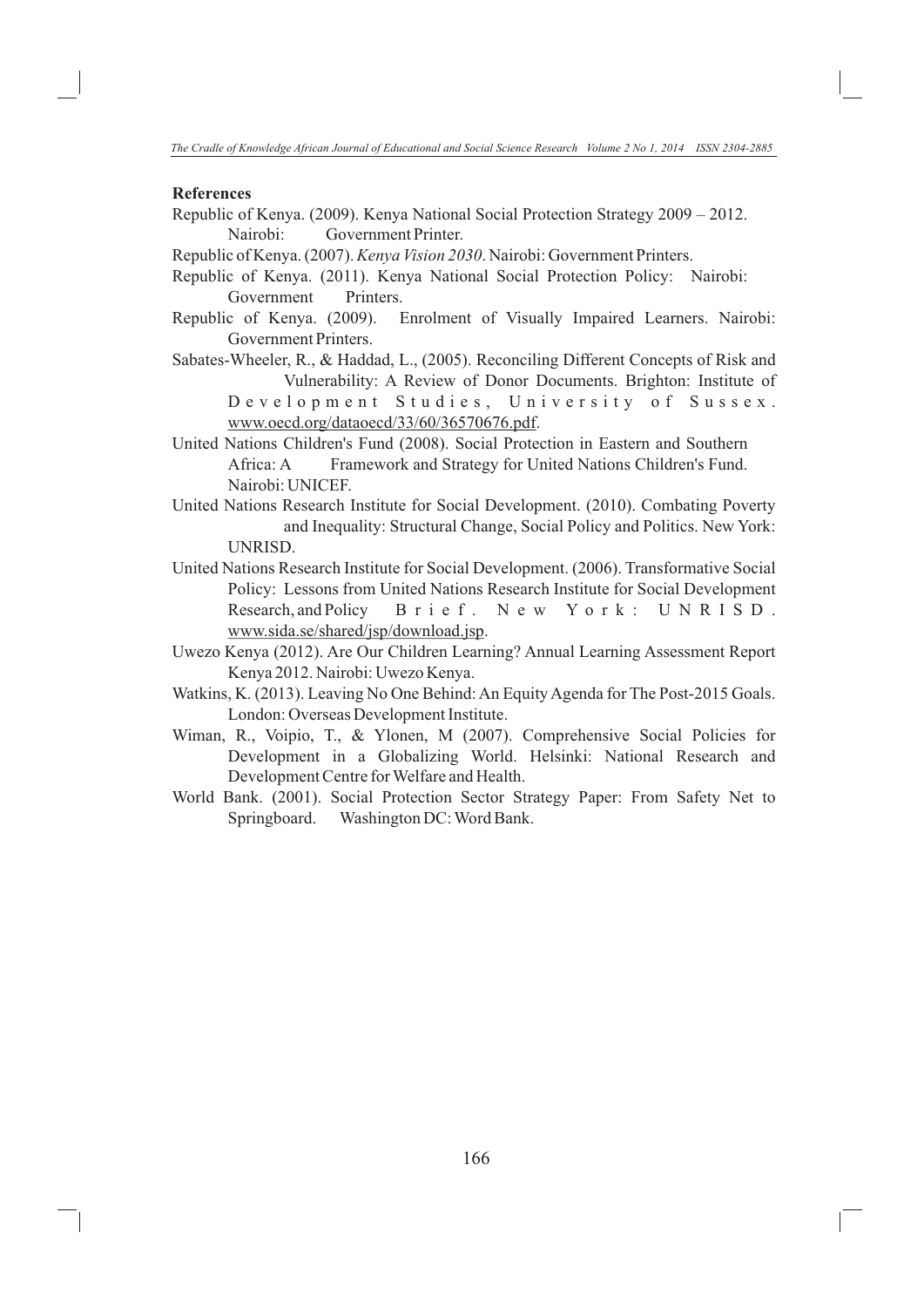**References**

Republic of Kenya. (2009). Kenya National Social Protection Strategy 2009 – 2012. Nairobi: Government Printer.

Republic of Kenya. (2007). *Kenya Vision 2030*. Nairobi: Government Printers.

Republic of Kenya. (2011). Kenya National Social Protection Policy: Nairobi: Government Printers.

Republic of Kenya. (2009). Enrolment of Visually Impaired Learners. Nairobi: Government Printers.

Sabates-Wheeler, R., & Haddad, L., (2005). Reconciling Different Concepts of Risk and Vulnerability: A Review of Donor Documents. Brighton: Institute of Development Studies, University of Sussex. www.oecd.org/dataoecd/33/60/36570676.pdf.

United Nations Children's Fund (2008). Social Protection in Eastern and Southern Africa: A Framework and Strategy for United Nations Children's Fund. Nairobi: UNICEF.

United Nations Research Institute for Social Development. (2010). Combating Poverty and Inequality: Structural Change, Social Policy and Politics. New York: UNRISD.

United Nations Research Institute for Social Development. (2006). Transformative Social Policy: Lessons from United Nations Research Institute for Social Development Research, and Policy Brief. New York: UNRISD. www.sida.se/shared/jsp/download.jsp.

Uwezo Kenya (2012). Are Our Children Learning? Annual Learning Assessment Report Kenya 2012. Nairobi: Uwezo Kenya.

Watkins, K. (2013). Leaving No One Behind: An Equity Agenda for The Post-2015 Goals. London: Overseas Development Institute.

Wiman, R., Voipio, T., & Ylonen, M (2007). Comprehensive Social Policies for Development in a Globalizing World. Helsinki: National Research and Development Centre for Welfare and Health.

World Bank. (2001). Social Protection Sector Strategy Paper: From Safety Net to Springboard. Washington DC: Word Bank.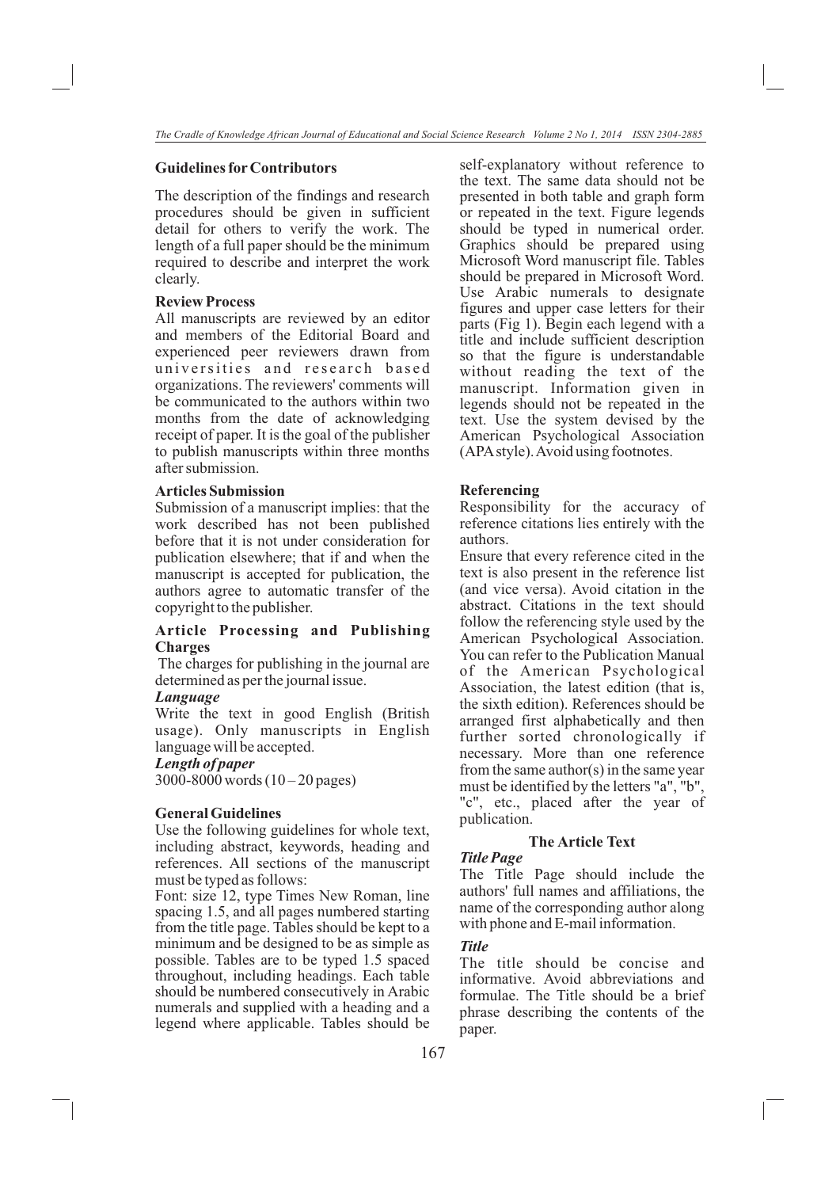## Guidelines for Contributors

The description of the findings and research procedures should be given in sufficient detail for others to verify the work. The length of a full paper should be the minimum required to describe and interpret the work clearly.

### Review Process

All manuscripts are reviewed by an editor and members of the Editorial Board and experienced peer reviewers drawn from universities and research based organizations. The reviewers' comments will be communicated to the authors within two months from the date of acknowledging receipt of paper. It is the goal of the publisher to publish manuscripts within three months after submission.

### Articles Submission

Submission of a manuscript implies: that the work described has not been published before that it is not under consideration for publication elsewhere; that if and when the manuscript is accepted for publication, the authors agree to automatic transfer of the copyright to the publisher.

### Article Processing and Publishing Charges

The charges for publishing in the journal are determined as per the journal issue.

***Language***

Write the text in good English (British usage). Only manuscripts in English language will be accepted.

***Length of paper***

3000-8000 words (10 – 20 pages)

### General Guidelines

Use the following guidelines for whole text, including abstract, keywords, heading and references. All sections of the manuscript must be typed as follows:

Font: size 12, type Times New Roman, line spacing 1.5, and all pages numbered starting from the title page. Tables should be kept to a minimum and be designed to be as simple as possible. Tables are to be typed 1.5 spaced throughout, including headings. Each table should be numbered consecutively in Arabic numerals and supplied with a heading and a legend where applicable. Tables should be self-explanatory without reference to the text. The same data should not be presented in both table and graph form or repeated in the text. Figure legends should be typed in numerical order. Graphics should be prepared using Microsoft Word manuscript file. Tables should be prepared in Microsoft Word. Use Arabic numerals to designate figures and upper case letters for their parts (Fig 1). Begin each legend with a title and include sufficient description so that the figure is understandable without reading the text of the manuscript. Information given in legends should not be repeated in the text. Use the system devised by the American Psychological Association (APA style). Avoid using footnotes.

### Referencing

Responsibility for the accuracy of reference citations lies entirely with the authors.

Ensure that every reference cited in the text is also present in the reference list (and vice versa). Avoid citation in the abstract. Citations in the text should follow the referencing style used by the American Psychological Association. You can refer to the Publication Manual of the American Psychological Association, the latest edition (that is, the sixth edition). References should be arranged first alphabetically and then further sorted chronologically if necessary. More than one reference from the same author(s) in the same year must be identified by the letters "a", "b", "c", etc., placed after the year of publication.

## The Article Text

***Title Page***

The Title Page should include the authors' full names and affiliations, the name of the corresponding author along with phone and E-mail information.

***Title***

The title should be concise and informative. Avoid abbreviations and formulae. The Title should be a brief phrase describing the contents of the paper.